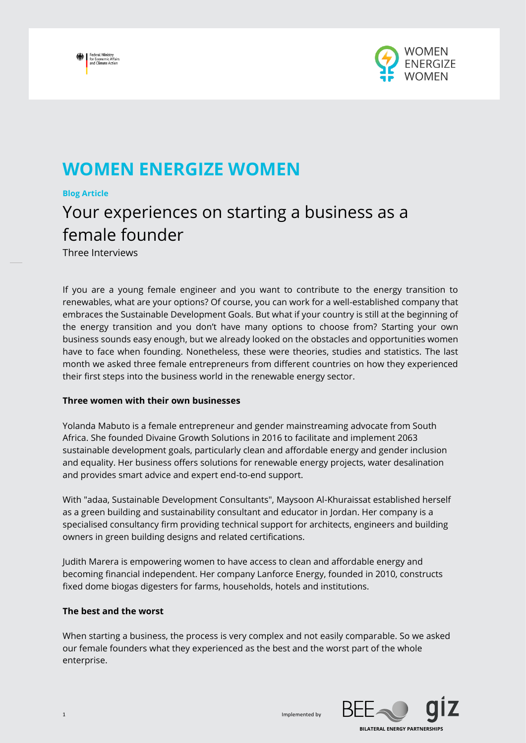# WOMEN ENERGIZE WOMEN

**Blog Article**

## Your experiences on starting a business as a female founder

Three Interviews

If you are a young female engineer and you want to contribute to the energy transition to renewables, what are your options? Of course, you can work for a well-established company that embraces the Sustainable Development Goals. But what if your country is still at the beginning of the energy transition and you don't have many options to choose from? Starting your own business sounds easy enough, but we already looked on the obstacles and opportunities women have to face when founding. Nonetheless, these were theories, studies and statistics. The last month we asked three female entrepreneurs from different countries on how they experienced their first steps into the business world in the renewable energy sector.

**Three women with their own businesses**

Yolanda Mabuto is a female entrepreneur and gender mainstreaming advocate from South Africa. She founded Divaine Growth Solutions in 2016 to facilitate and implement 2063 sustainable development goals, particularly clean and affordable energy and gender inclusion and equality. Her business offers solutions for renewable energy projects, water desalination and provides smart advice and expert end-to-end support.

With "adaa, Sustainable Development Consultants", Maysoon Al-Khuraissat established herself as a green building and sustainability consultant and educator in Jordan. Her company is a specialised consultancy firm providing technical support for architects, engineers and building owners in green building designs and related certifications.

Judith Marera is empowering women to have access to clean and affordable energy and becoming financial independent. Her company Lanforce Energy, founded in 2010, constructs fixed dome biogas digesters for farms, households, hotels and institutions.

**The best and the worst**

When starting a business, the process is very complex and not easily comparable. So we asked our female founders what they experienced as the best and the worst part of the whole enterprise.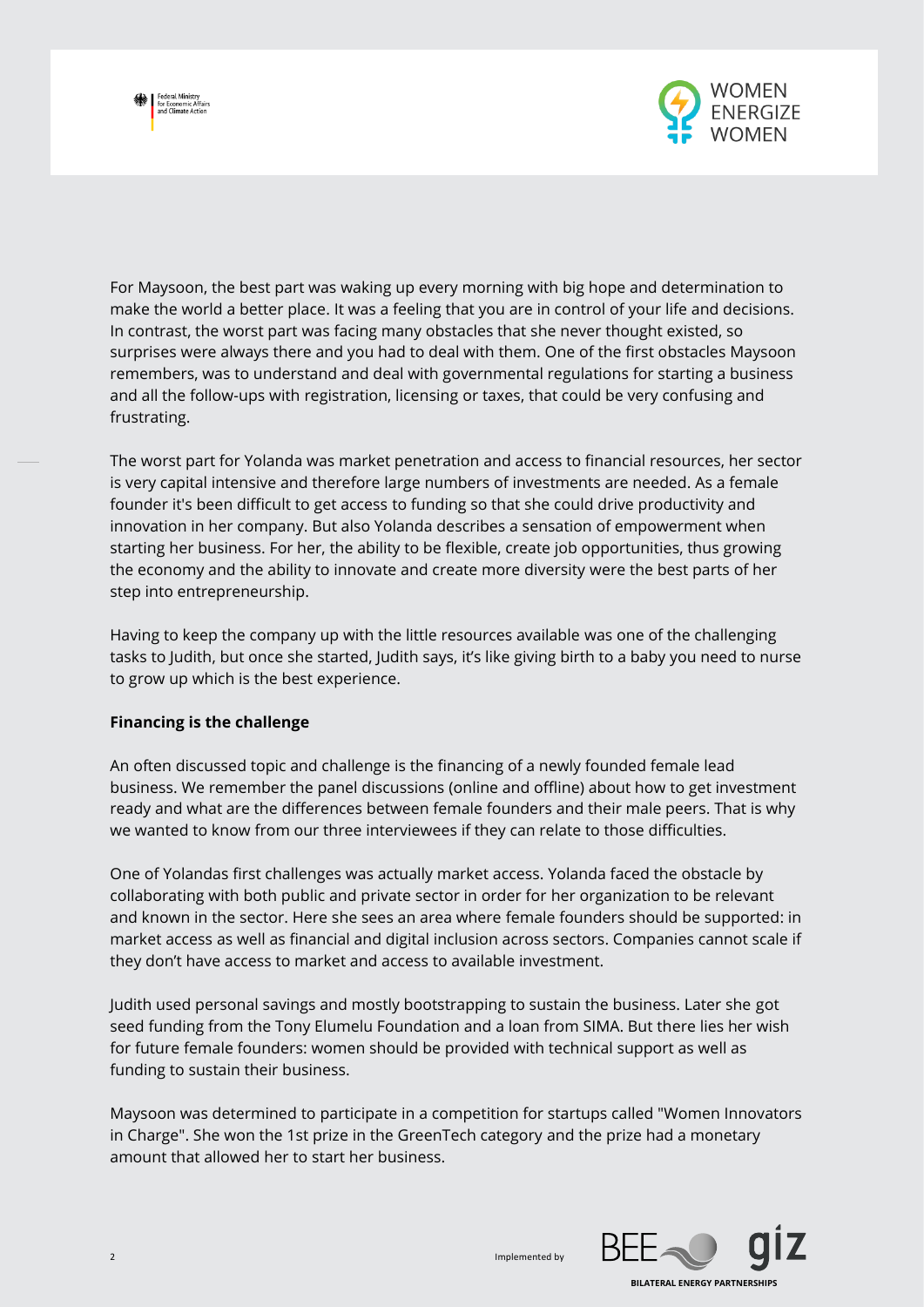For Maysoon, the best part was waking up every morning with big hope and determination to make the world a better place. It was a feeling that you are in control of your life and decisions. In contrast, the worst part was facing many obstacles that she never thought existed, so surprises were always there and you had to deal with them. One of the first obstacles Maysoon remembers, was to understand and deal with governmental regulations for starting a business and all the follow-ups with registration, licensing or taxes, that could be very confusing and frustrating.

The worst part for Yolanda was market penetration and access to financial resources, her sector is very capital intensive and therefore large numbers of investments are needed. As a female founder it's been difficult to get access to funding so that she could drive productivity and innovation in her company. But also Yolanda describes a sensation of empowerment when starting her business. For her, the ability to be flexible, create job opportunities, thus growing the economy and the ability to innovate and create more diversity were the best parts of her step into entrepreneurship.

Having to keep the company up with the little resources available was one of the challenging tasks to Judith, but once she started, Judith says, it's like giving birth to a baby you need to nurse to grow up which is the best experience.

**Financing is the challenge**

An often discussed topic and challenge is the financing of a newly founded female lead business. We remember the panel discussions (online and offline) about how to get investment ready and what are the differences between female founders and their male peers. That is why we wanted to know from our three interviewees if they can relate to those difficulties.

One of Yolandas first challenges was actually market access. Yolanda faced the obstacle by collaborating with both public and private sector in order for her organization to be relevant and known in the sector. Here she sees an area where female founders should be supported: in market access as well as financial and digital inclusion across sectors. Companies cannot scale if they don't have access to market and access to available investment.

Judith used personal savings and mostly bootstrapping to sustain the business. Later she got seed funding from the Tony Elumelu Foundation and a loan from SIMA. But there lies her wish for future female founders: women should be provided with technical support as well as funding to sustain their business.

Maysoon was determined to participate in a competition for startups called "Women Innovators in Charge". She won the 1st prize in the GreenTech category and the prize had a monetary amount that allowed her to start her business.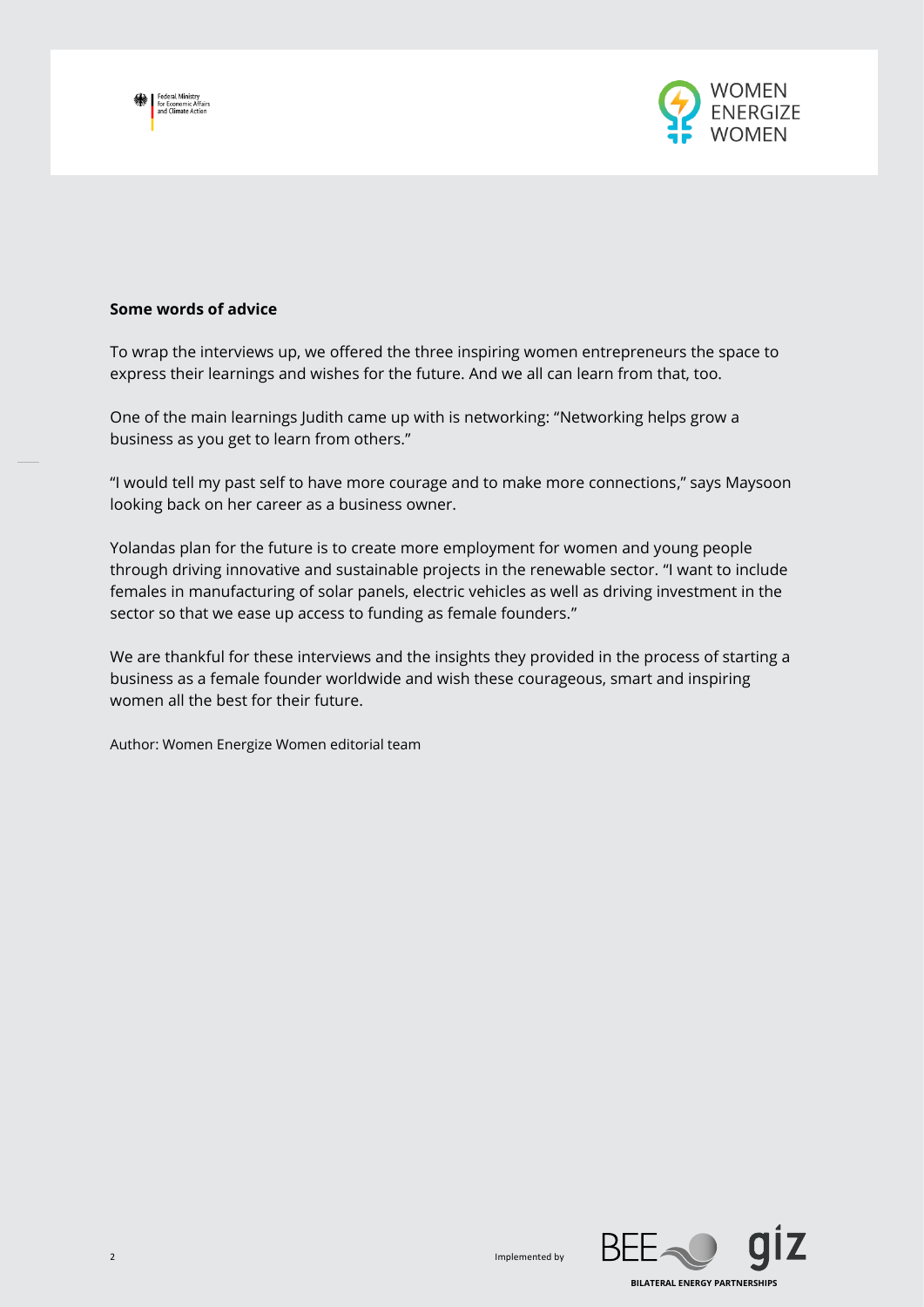**Some words of advice**

To wrap the interviews up, we offered the three inspiring women entrepreneurs the space to express their learnings and wishes for the future. And we all can learn from that, too.

One of the main learnings Judith came up with is networking: “Networking helps grow a business as you get to learn from others.”

“I would tell my past self to have more courage and to make more connections,” says Maysoon looking back on her career as a business owner.

Yolandas plan for the future is to create more employment for women and young people through driving innovative and sustainable projects in the renewable sector. “I want to include females in manufacturing of solar panels, electric vehicles as well as driving investment in the sector so that we ease up access to funding as female founders.”

We are thankful for these interviews and the insights they provided in the process of starting a business as a female founder worldwide and wish these courageous, smart and inspiring women all the best for their future.

Author: Women Energize Women editorial team